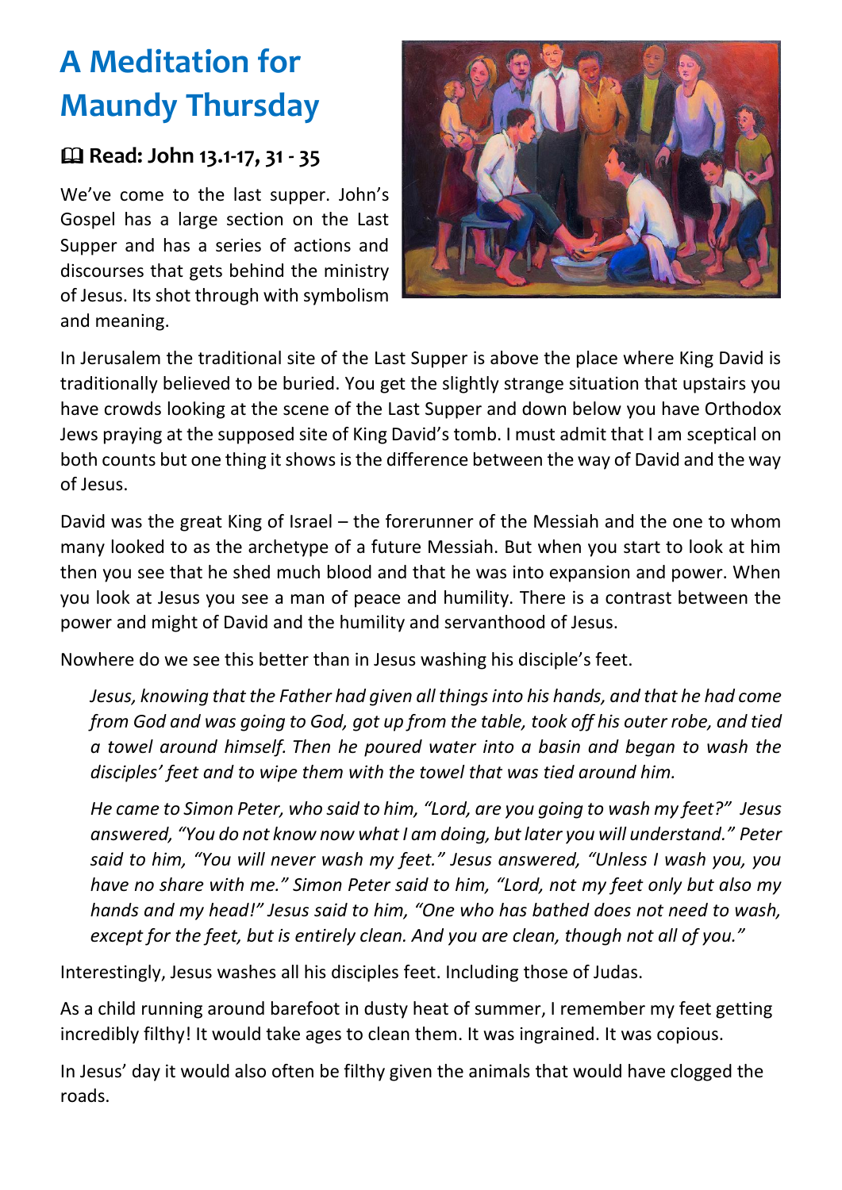# A Meditation for Maundy Thursday

## 🕮 Read: John 13.1-17, 31 - 35

We've come to the last supper. John's Gospel has a large section on the Last Supper and has a series of actions and discourses that gets behind the ministry of Jesus. Its shot through with symbolism and meaning.

In Jerusalem the traditional site of the Last Supper is above the place where King David is traditionally believed to be buried. You get the slightly strange situation that upstairs you have crowds looking at the scene of the Last Supper and down below you have Orthodox Jews praying at the supposed site of King David's tomb. I must admit that I am sceptical on both counts but one thing it shows is the difference between the way of David and the way of Jesus.

David was the great King of Israel – the forerunner of the Messiah and the one to whom many looked to as the archetype of a future Messiah. But when you start to look at him then you see that he shed much blood and that he was into expansion and power. When you look at Jesus you see a man of peace and humility. There is a contrast between the power and might of David and the humility and servanthood of Jesus.

Nowhere do we see this better than in Jesus washing his disciple's feet.

> *Jesus, knowing that the Father had given all things into his hands, and that he had come from God and was going to God, got up from the table, took off his outer robe, and tied a towel around himself. Then he poured water into a basin and began to wash the disciples' feet and to wipe them with the towel that was tied around him.*
>
> *He came to Simon Peter, who said to him, "Lord, are you going to wash my feet?" Jesus answered, "You do not know now what I am doing, but later you will understand." Peter said to him, "You will never wash my feet." Jesus answered, "Unless I wash you, you have no share with me." Simon Peter said to him, "Lord, not my feet only but also my hands and my head!" Jesus said to him, "One who has bathed does not need to wash, except for the feet, but is entirely clean. And you are clean, though not all of you."*

Interestingly, Jesus washes all his disciples feet. Including those of Judas.

As a child running around barefoot in dusty heat of summer, I remember my feet getting incredibly filthy! It would take ages to clean them. It was ingrained. It was copious.

In Jesus' day it would also often be filthy given the animals that would have clogged the roads.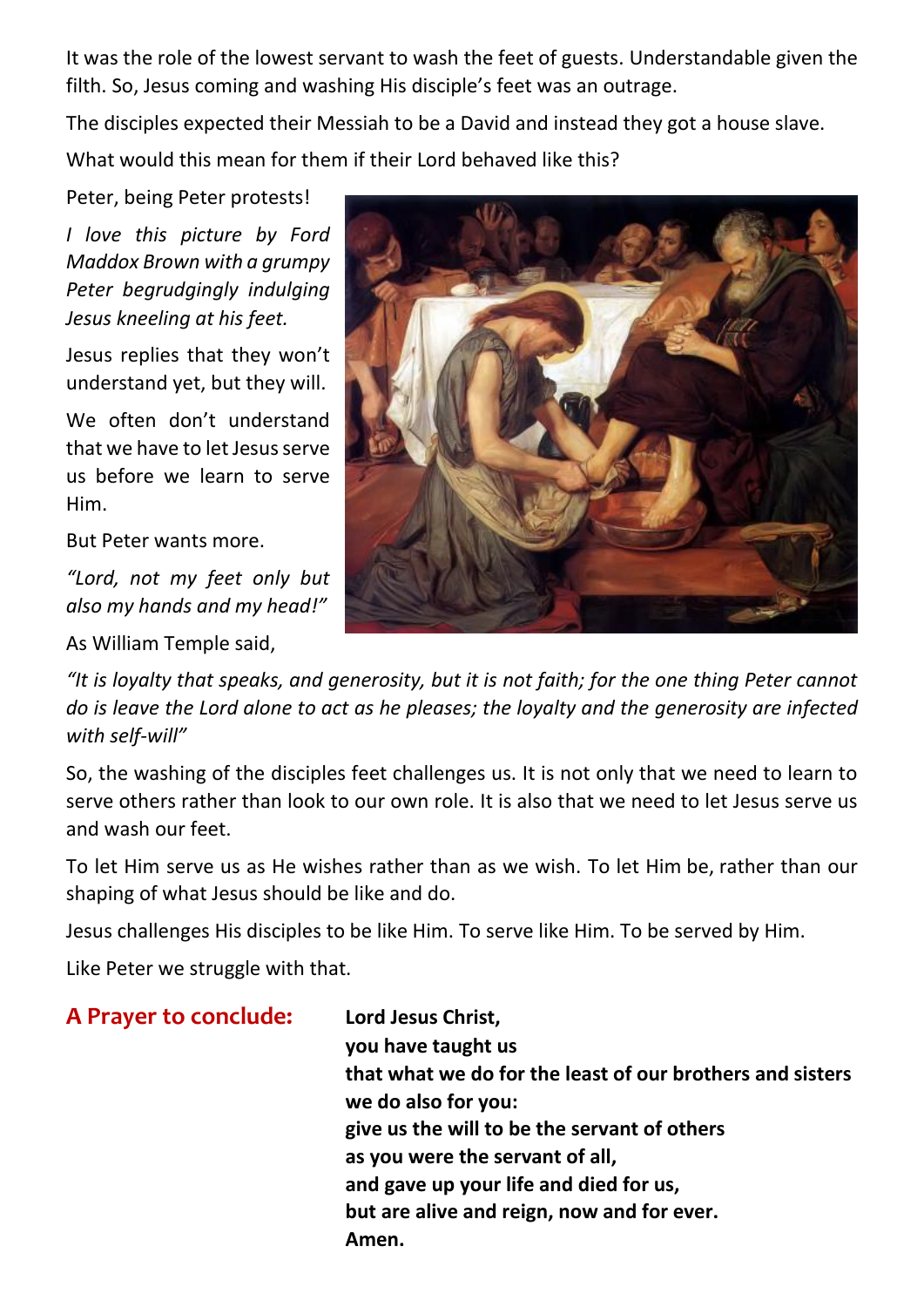It was the role of the lowest servant to wash the feet of guests. Understandable given the filth. So, Jesus coming and washing His disciple's feet was an outrage.

The disciples expected their Messiah to be a David and instead they got a house slave.

What would this mean for them if their Lord behaved like this?

Peter, being Peter protests!

*I love this picture by Ford Maddox Brown with a grumpy Peter begrudgingly indulging Jesus kneeling at his feet.*

Jesus replies that they won't understand yet, but they will.

We often don't understand that we have to let Jesus serve us before we learn to serve Him.

But Peter wants more.

*"Lord, not my feet only but also my hands and my head!"*

As William Temple said,

*"It is loyalty that speaks, and generosity, but it is not faith; for the one thing Peter cannot do is leave the Lord alone to act as he pleases; the loyalty and the generosity are infected with self-will"*

So, the washing of the disciples feet challenges us. It is not only that we need to learn to serve others rather than look to our own role. It is also that we need to let Jesus serve us and wash our feet.

To let Him serve us as He wishes rather than as we wish. To let Him be, rather than our shaping of what Jesus should be like and do.

Jesus challenges His disciples to be like Him. To serve like Him. To be served by Him.

Like Peter we struggle with that.

## A Prayer to conclude:

**Lord Jesus Christ,**
**you have taught us**
**that what we do for the least of our brothers and sisters**
**we do also for you:**
**give us the will to be the servant of others**
**as you were the servant of all,**
**and gave up your life and died for us,**
**but are alive and reign, now and for ever.**
**Amen.**